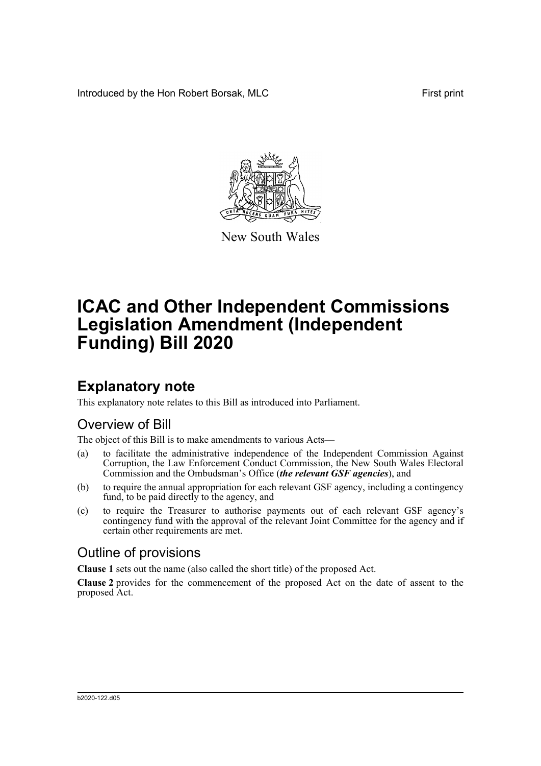Introduced by the Hon Robert Borsak, MLC First print

New South Wales

# ICAC and Other Independent Commissions Legislation Amendment (Independent Funding) Bill 2020

## Explanatory note

This explanatory note relates to this Bill as introduced into Parliament.

### Overview of Bill

The object of this Bill is to make amendments to various Acts—

(a) to facilitate the administrative independence of the Independent Commission Against Corruption, the Law Enforcement Conduct Commission, the New South Wales Electoral Commission and the Ombudsman's Office (***the relevant GSF agencies***), and

(b) to require the annual appropriation for each relevant GSF agency, including a contingency fund, to be paid directly to the agency, and

(c) to require the Treasurer to authorise payments out of each relevant GSF agency's contingency fund with the approval of the relevant Joint Committee for the agency and if certain other requirements are met.

### Outline of provisions

**Clause 1** sets out the name (also called the short title) of the proposed Act.

**Clause 2** provides for the commencement of the proposed Act on the date of assent to the proposed Act.

b2020-122.d05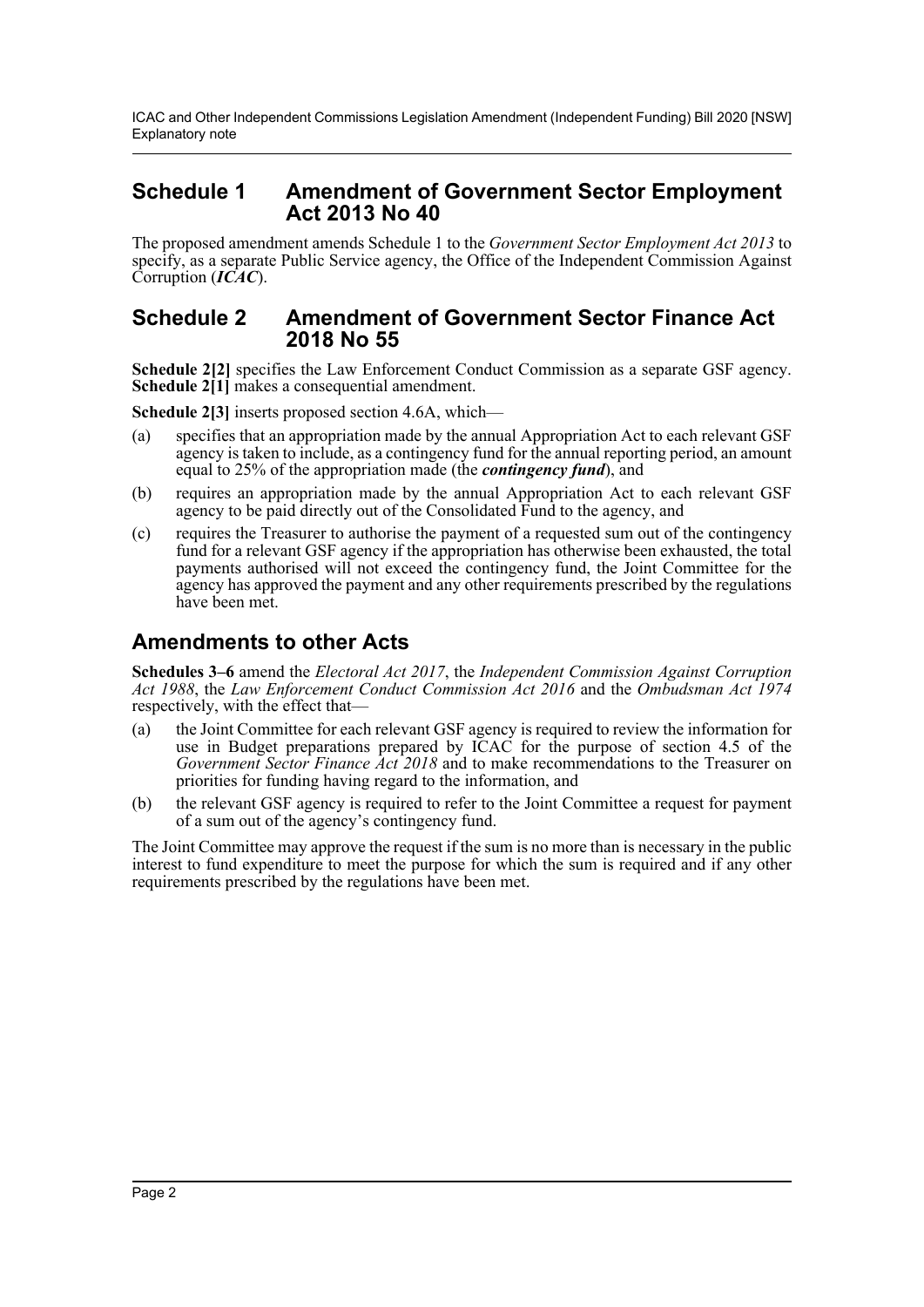## Schedule 1 Amendment of Government Sector Employment Act 2013 No 40

The proposed amendment amends Schedule 1 to the *Government Sector Employment Act 2013* to specify, as a separate Public Service agency, the Office of the Independent Commission Against Corruption (***ICAC***).

## Schedule 2 Amendment of Government Sector Finance Act 2018 No 55

**Schedule 2[2]** specifies the Law Enforcement Conduct Commission as a separate GSF agency. **Schedule 2[1]** makes a consequential amendment.

**Schedule 2[3]** inserts proposed section 4.6A, which—

(a) specifies that an appropriation made by the annual Appropriation Act to each relevant GSF agency is taken to include, as a contingency fund for the annual reporting period, an amount equal to 25% of the appropriation made (the ***contingency fund***), and

(b) requires an appropriation made by the annual Appropriation Act to each relevant GSF agency to be paid directly out of the Consolidated Fund to the agency, and

(c) requires the Treasurer to authorise the payment of a requested sum out of the contingency fund for a relevant GSF agency if the appropriation has otherwise been exhausted, the total payments authorised will not exceed the contingency fund, the Joint Committee for the agency has approved the payment and any other requirements prescribed by the regulations have been met.

## Amendments to other Acts

**Schedules 3–6** amend the *Electoral Act 2017*, the *Independent Commission Against Corruption Act 1988*, the *Law Enforcement Conduct Commission Act 2016* and the *Ombudsman Act 1974* respectively, with the effect that—

(a) the Joint Committee for each relevant GSF agency is required to review the information for use in Budget preparations prepared by ICAC for the purpose of section 4.5 of the *Government Sector Finance Act 2018* and to make recommendations to the Treasurer on priorities for funding having regard to the information, and

(b) the relevant GSF agency is required to refer to the Joint Committee a request for payment of a sum out of the agency's contingency fund.

The Joint Committee may approve the request if the sum is no more than is necessary in the public interest to fund expenditure to meet the purpose for which the sum is required and if any other requirements prescribed by the regulations have been met.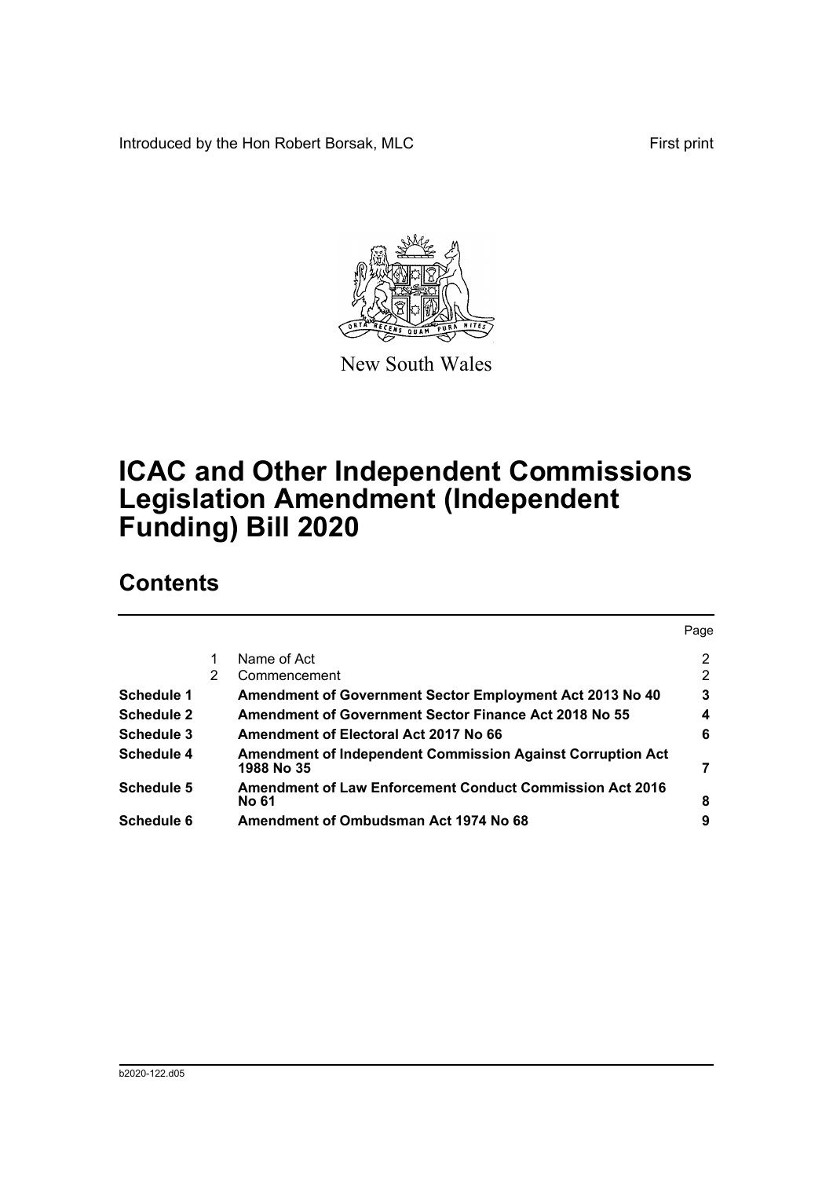Introduced by the Hon Robert Borsak, MLC First print

New South Wales

# ICAC and Other Independent Commissions Legislation Amendment (Independent Funding) Bill 2020

## Contents

| | | | Page |
|---|---|---|---|
| | 1 | Name of Act | 2 |
| | 2 | Commencement | 2 |
| **Schedule 1** | | **Amendment of Government Sector Employment Act 2013 No 40** | **3** |
| **Schedule 2** | | **Amendment of Government Sector Finance Act 2018 No 55** | **4** |
| **Schedule 3** | | **Amendment of Electoral Act 2017 No 66** | **6** |
| **Schedule 4** | | **Amendment of Independent Commission Against Corruption Act 1988 No 35** | **7** |
| **Schedule 5** | | **Amendment of Law Enforcement Conduct Commission Act 2016 No 61** | **8** |
| **Schedule 6** | | **Amendment of Ombudsman Act 1974 No 68** | **9** |

b2020-122.d05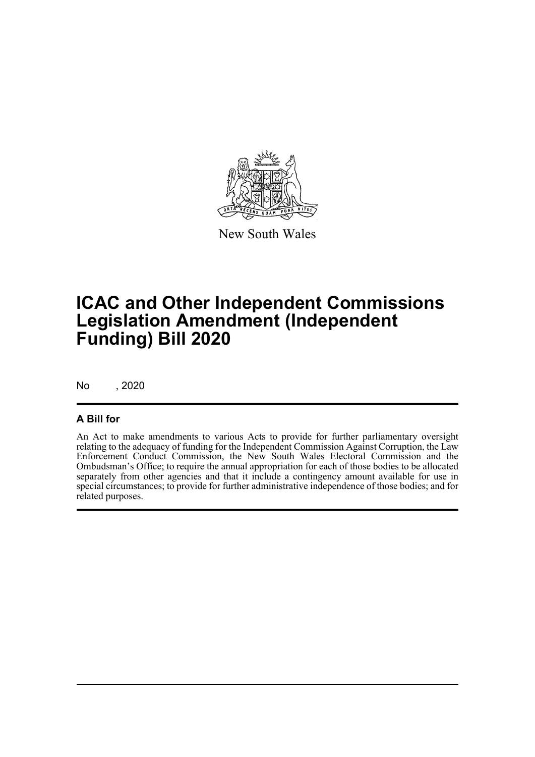New South Wales

# ICAC and Other Independent Commissions Legislation Amendment (Independent Funding) Bill 2020

No , 2020

## A Bill for

An Act to make amendments to various Acts to provide for further parliamentary oversight relating to the adequacy of funding for the Independent Commission Against Corruption, the Law Enforcement Conduct Commission, the New South Wales Electoral Commission and the Ombudsman's Office; to require the annual appropriation for each of those bodies to be allocated separately from other agencies and that it include a contingency amount available for use in special circumstances; to provide for further administrative independence of those bodies; and for related purposes.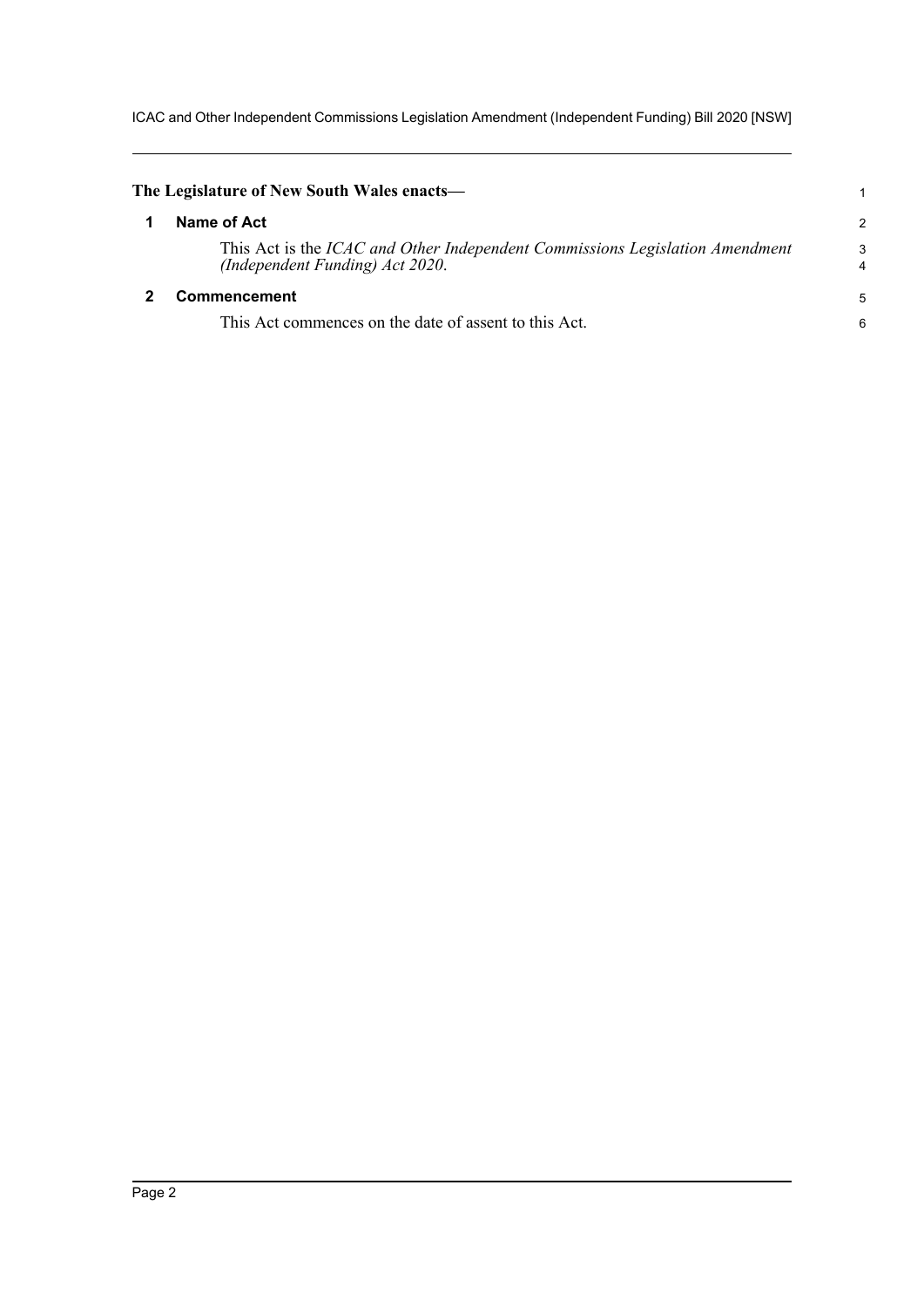**The Legislature of New South Wales enacts—**

## 1 Name of Act

This Act is the *ICAC and Other Independent Commissions Legislation Amendment (Independent Funding) Act 2020*.

## 2 Commencement

This Act commences on the date of assent to this Act.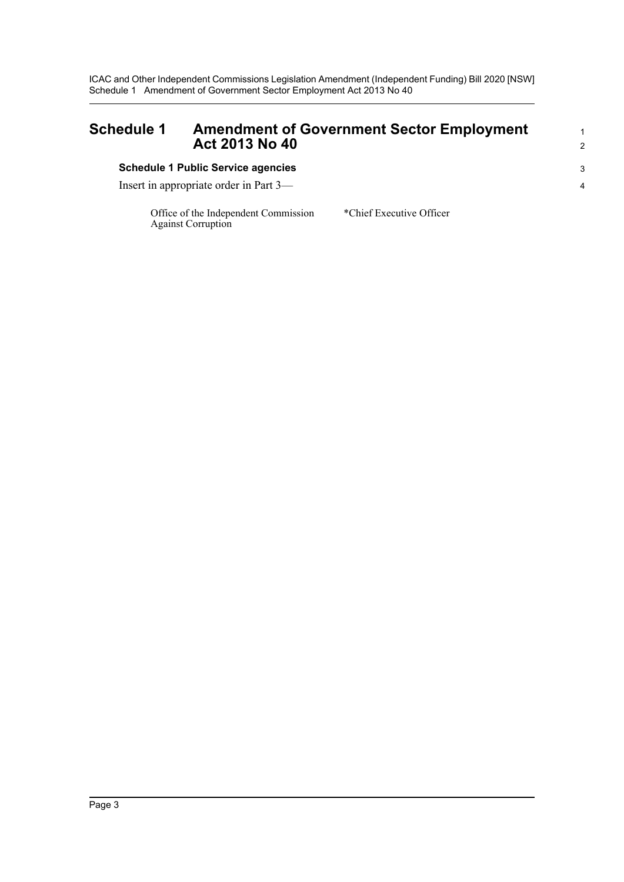# Schedule 1 Amendment of Government Sector Employment Act 2013 No 40

### Schedule 1 Public Service agencies

Insert in appropriate order in Part 3—

| | |
|---|---|
| Office of the Independent Commission Against Corruption | *Chief Executive Officer |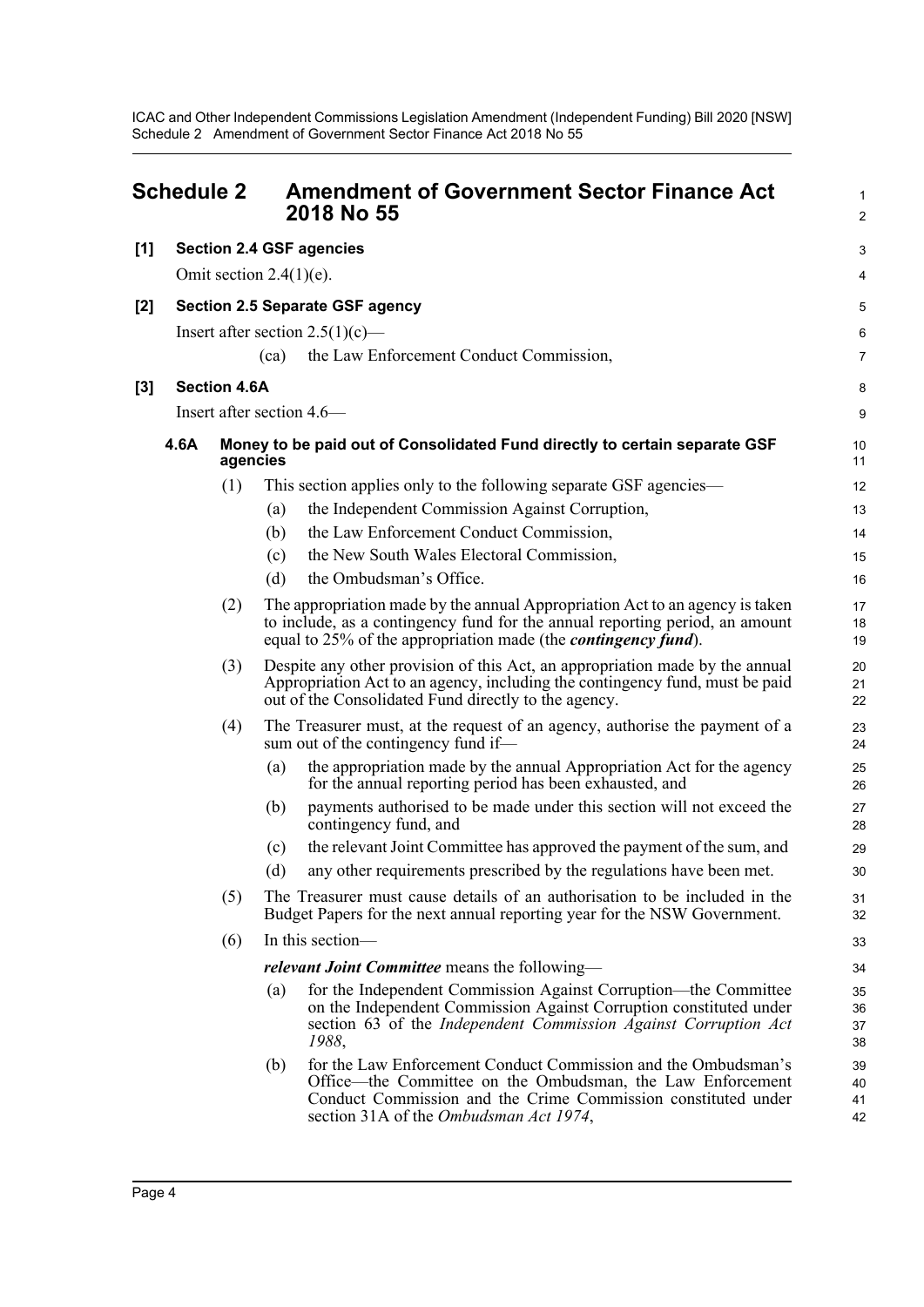## Schedule 2 Amendment of Government Sector Finance Act 2018 No 55

**[1] Section 2.4 GSF agencies**

Omit section 2.4(1)(e).

**[2] Section 2.5 Separate GSF agency**

Insert after section 2.5(1)(c)—

(ca) the Law Enforcement Conduct Commission,

**[3] Section 4.6A**

Insert after section 4.6—

**4.6A Money to be paid out of Consolidated Fund directly to certain separate GSF agencies**

(1) This section applies only to the following separate GSF agencies—

(a) the Independent Commission Against Corruption,

(b) the Law Enforcement Conduct Commission,

(c) the New South Wales Electoral Commission,

(d) the Ombudsman's Office.

(2) The appropriation made by the annual Appropriation Act to an agency is taken to include, as a contingency fund for the annual reporting period, an amount equal to 25% of the appropriation made (the ***contingency fund***).

(3) Despite any other provision of this Act, an appropriation made by the annual Appropriation Act to an agency, including the contingency fund, must be paid out of the Consolidated Fund directly to the agency.

(4) The Treasurer must, at the request of an agency, authorise the payment of a sum out of the contingency fund if—

(a) the appropriation made by the annual Appropriation Act for the agency for the annual reporting period has been exhausted, and

(b) payments authorised to be made under this section will not exceed the contingency fund, and

(c) the relevant Joint Committee has approved the payment of the sum, and

(d) any other requirements prescribed by the regulations have been met.

(5) The Treasurer must cause details of an authorisation to be included in the Budget Papers for the next annual reporting year for the NSW Government.

(6) In this section—

***relevant Joint Committee*** means the following—

(a) for the Independent Commission Against Corruption—the Committee on the Independent Commission Against Corruption constituted under section 63 of the *Independent Commission Against Corruption Act 1988*,

(b) for the Law Enforcement Conduct Commission and the Ombudsman's Office—the Committee on the Ombudsman, the Law Enforcement Conduct Commission and the Crime Commission constituted under section 31A of the *Ombudsman Act 1974*,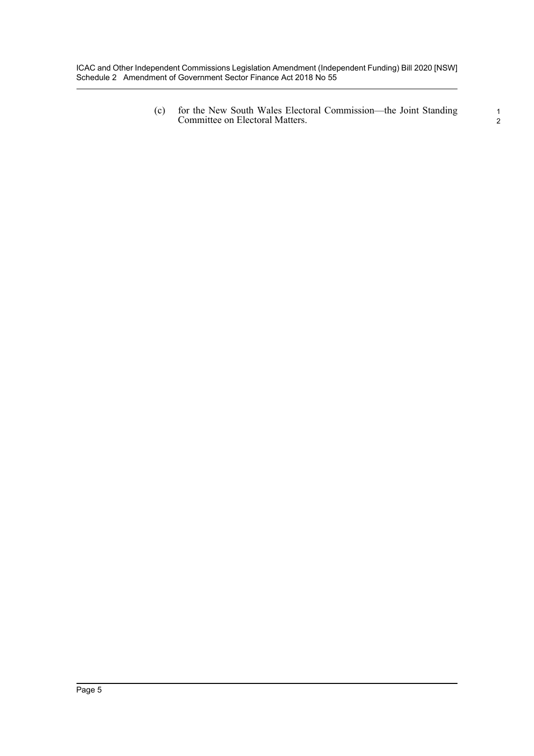(c) for the New South Wales Electoral Commission—the Joint Standing Committee on Electoral Matters.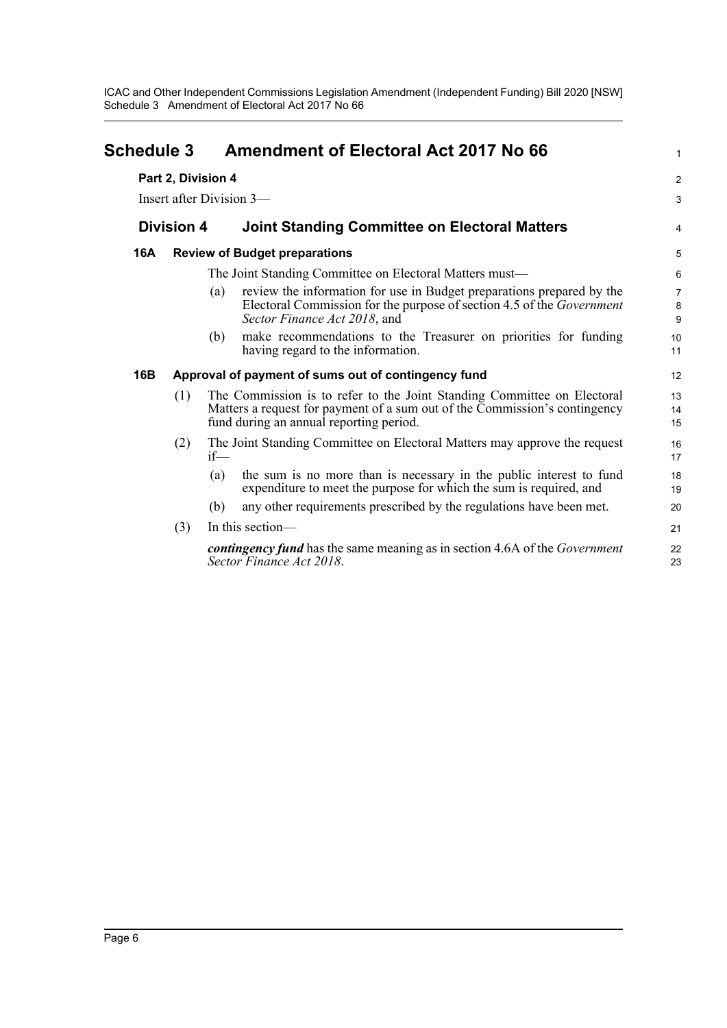## Schedule 3 Amendment of Electoral Act 2017 No 66

**Part 2, Division 4**

Insert after Division 3—

### Division 4 Joint Standing Committee on Electoral Matters

#### 16A Review of Budget preparations

The Joint Standing Committee on Electoral Matters must—

(a) review the information for use in Budget preparations prepared by the Electoral Commission for the purpose of section 4.5 of the *Government Sector Finance Act 2018*, and

(b) make recommendations to the Treasurer on priorities for funding having regard to the information.

#### 16B Approval of payment of sums out of contingency fund

(1) The Commission is to refer to the Joint Standing Committee on Electoral Matters a request for payment of a sum out of the Commission's contingency fund during an annual reporting period.

(2) The Joint Standing Committee on Electoral Matters may approve the request if—

(a) the sum is no more than is necessary in the public interest to fund expenditure to meet the purpose for which the sum is required, and

(b) any other requirements prescribed by the regulations have been met.

(3) In this section—

***contingency fund*** has the same meaning as in section 4.6A of the *Government Sector Finance Act 2018*.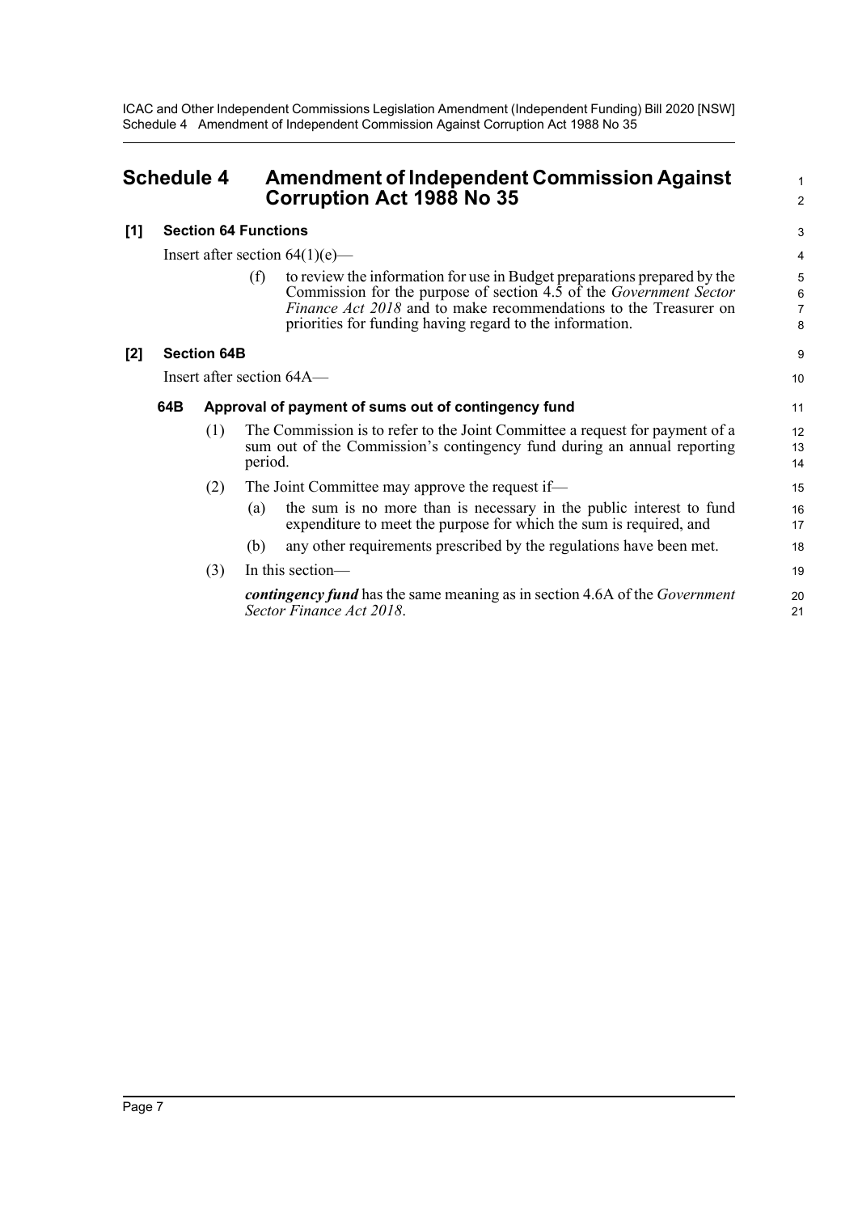# Schedule 4 Amendment of Independent Commission Against Corruption Act 1988 No 35

## [1] Section 64 Functions

Insert after section 64(1)(e)—

(f) to review the information for use in Budget preparations prepared by the Commission for the purpose of section 4.5 of the *Government Sector Finance Act 2018* and to make recommendations to the Treasurer on priorities for funding having regard to the information.

## [2] Section 64B

Insert after section 64A—

### 64B Approval of payment of sums out of contingency fund

(1) The Commission is to refer to the Joint Committee a request for payment of a sum out of the Commission's contingency fund during an annual reporting period.

(2) The Joint Committee may approve the request if—

(a) the sum is no more than is necessary in the public interest to fund expenditure to meet the purpose for which the sum is required, and

(b) any other requirements prescribed by the regulations have been met.

(3) In this section—

***contingency fund*** has the same meaning as in section 4.6A of the *Government Sector Finance Act 2018*.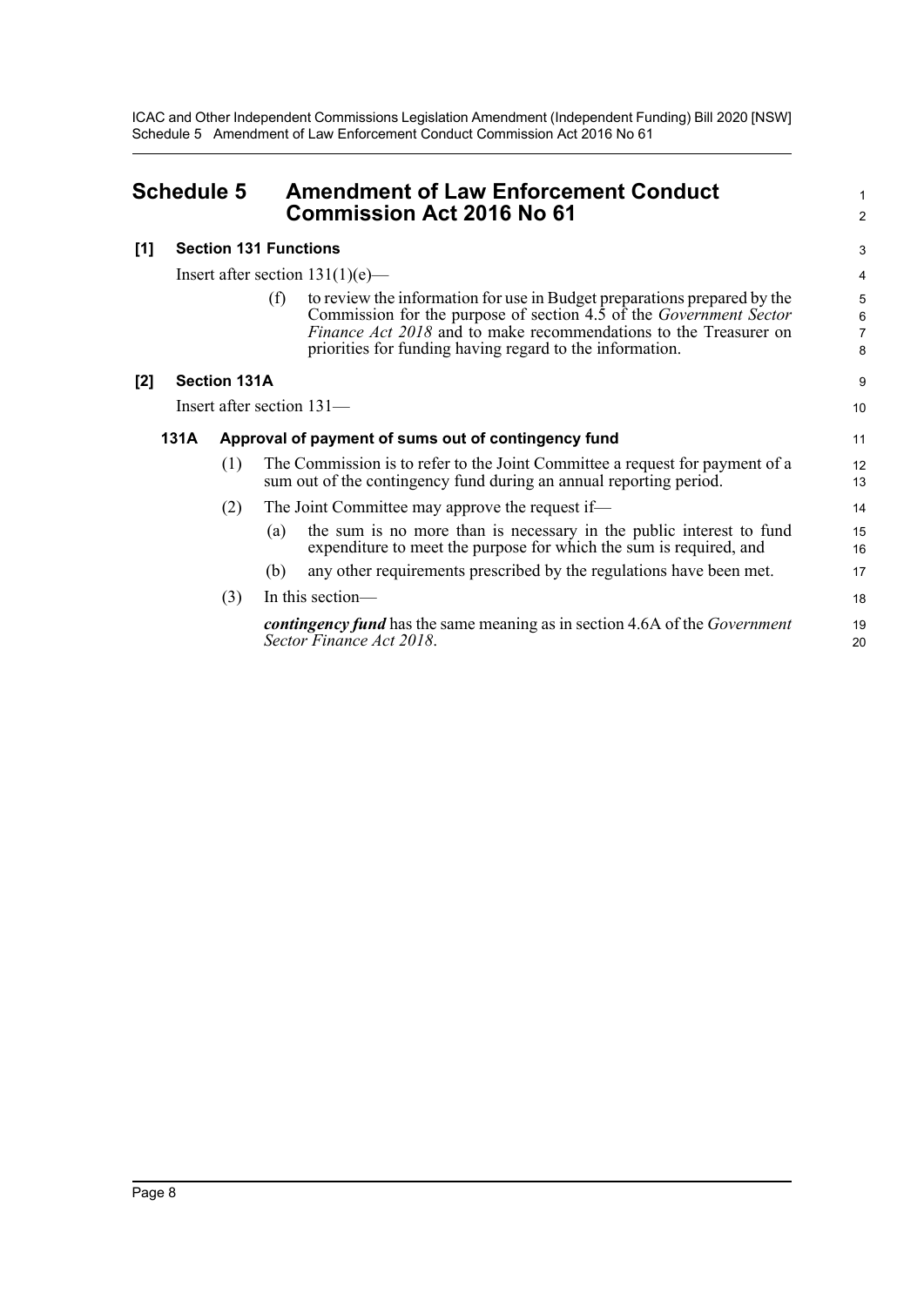# Schedule 5 Amendment of Law Enforcement Conduct Commission Act 2016 No 61

## [1] Section 131 Functions

Insert after section 131(1)(e)—

(f) to review the information for use in Budget preparations prepared by the Commission for the purpose of section 4.5 of the *Government Sector Finance Act 2018* and to make recommendations to the Treasurer on priorities for funding having regard to the information.

## [2] Section 131A

Insert after section 131—

### 131A Approval of payment of sums out of contingency fund

(1) The Commission is to refer to the Joint Committee a request for payment of a sum out of the contingency fund during an annual reporting period.

(2) The Joint Committee may approve the request if—

(a) the sum is no more than is necessary in the public interest to fund expenditure to meet the purpose for which the sum is required, and

(b) any other requirements prescribed by the regulations have been met.

(3) In this section—

***contingency fund*** has the same meaning as in section 4.6A of the *Government Sector Finance Act 2018*.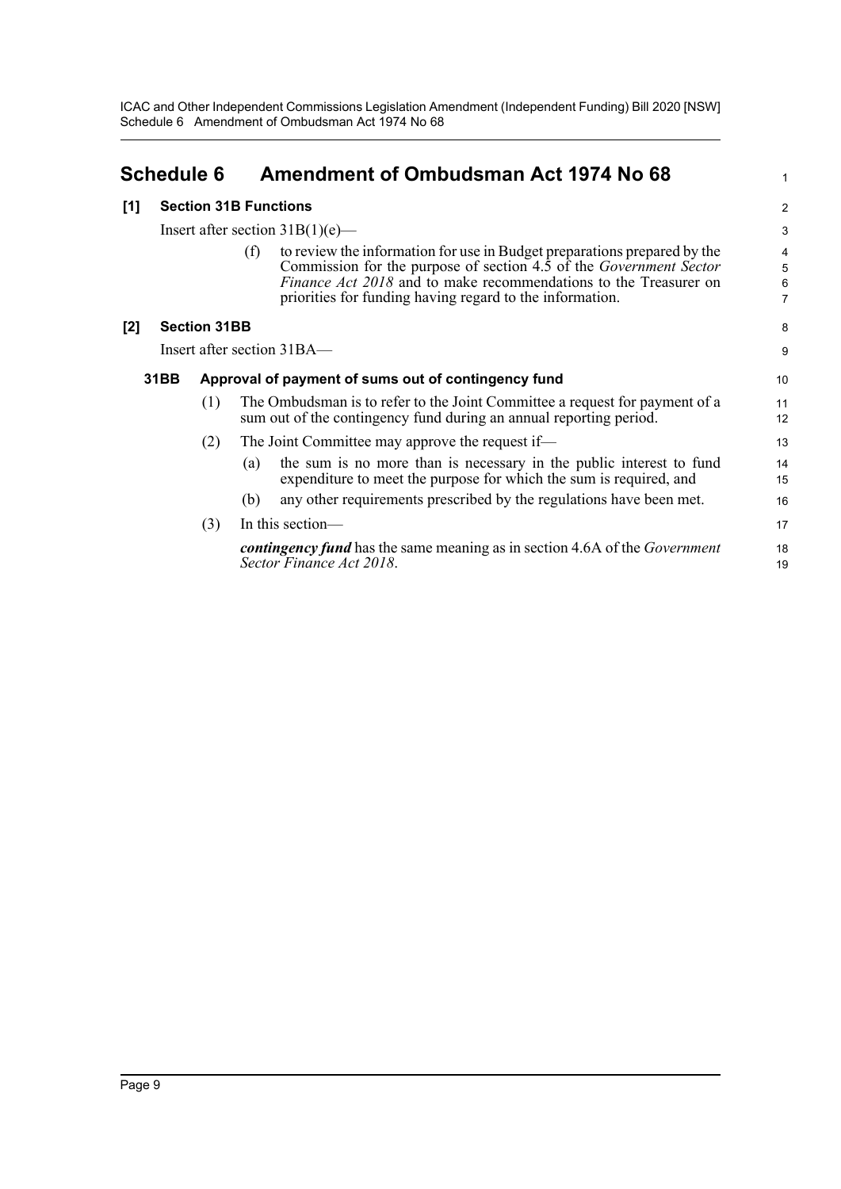## Schedule 6 Amendment of Ombudsman Act 1974 No 68

**[1] Section 31B Functions**

Insert after section 31B(1)(e)—

(f) to review the information for use in Budget preparations prepared by the Commission for the purpose of section 4.5 of the *Government Sector Finance Act 2018* and to make recommendations to the Treasurer on priorities for funding having regard to the information.

**[2] Section 31BB**

Insert after section 31BA—

### 31BB Approval of payment of sums out of contingency fund

(1) The Ombudsman is to refer to the Joint Committee a request for payment of a sum out of the contingency fund during an annual reporting period.

(2) The Joint Committee may approve the request if—

(a) the sum is no more than is necessary in the public interest to fund expenditure to meet the purpose for which the sum is required, and

(b) any other requirements prescribed by the regulations have been met.

(3) In this section—

***contingency fund*** has the same meaning as in section 4.6A of the *Government Sector Finance Act 2018*.